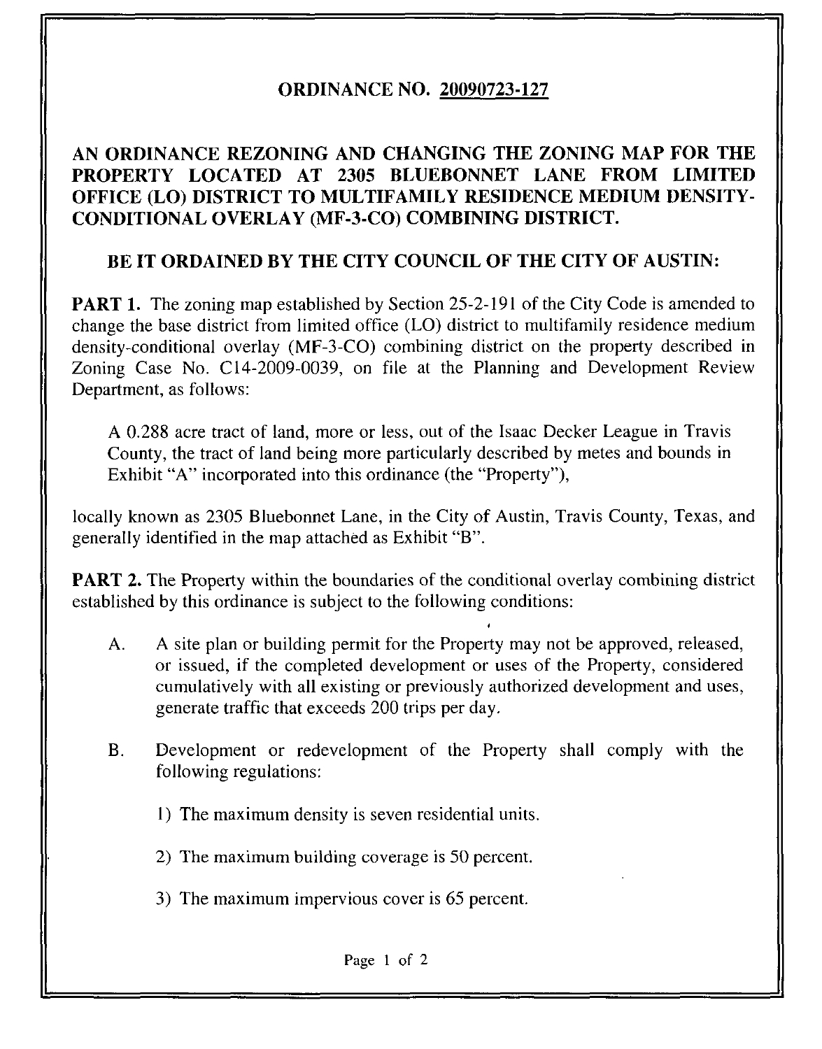# ORDINANCE NO. 20090723-127

## AN ORDINANCE REZONING AND CHANGING THE ZONING MAP FOR THE PROPERTY LOCATED AT 2305 BLUEBONNET LANE FROM LIMITED OFFICE (LO) DISTRICT TO MULTIFAMILY RESIDENCE MEDIUM DENSITY-CONDITIONAL OVERLAY (MF-3-CO) COMBINING DISTRICT.

**BE IT ORDAINED BY THE CITY COUNCIL OF THE CITY OF AUSTIN:**

**PART 1.** The zoning map established by Section 25-2-191 of the City Code is amended to change the base district from limited office (LO) district to multifamily residence medium density-conditional overlay (MF-3-CO) combining district on the property described in Zoning Case No. C14-2009-0039, on file at the Planning and Development Review Department, as follows:

> A 0.288 acre tract of land, more or less, out of the Isaac Decker League in Travis County, the tract of land being more particularly described by metes and bounds in Exhibit "A" incorporated into this ordinance (the "Property"),

locally known as 2305 Bluebonnet Lane, in the City of Austin, Travis County, Texas, and generally identified in the map attached as Exhibit "B".

**PART 2.** The Property within the boundaries of the conditional overlay combining district established by this ordinance is subject to the following conditions:

A. A site plan or building permit for the Property may not be approved, released, or issued, if the completed development or uses of the Property, considered cumulatively with all existing or previously authorized development and uses, generate traffic that exceeds 200 trips per day.

B. Development or redevelopment of the Property shall comply with the following regulations:

1) The maximum density is seven residential units.

2) The maximum building coverage is 50 percent.

3) The maximum impervious cover is 65 percent.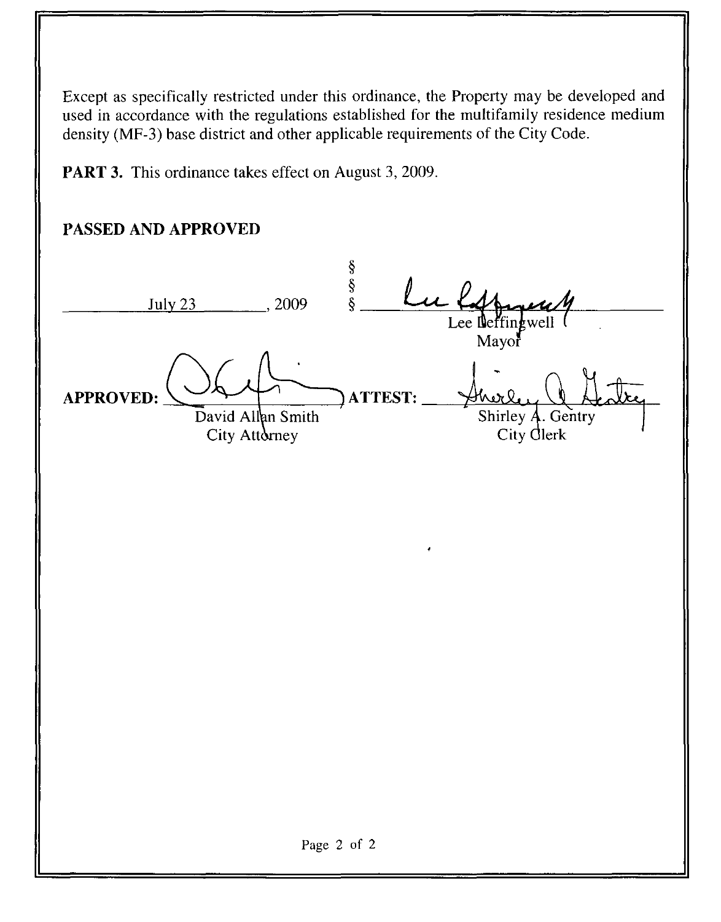Except as specifically restricted under this ordinance, the Property may be developed and used in accordance with the regulations established for the multifamily residence medium density (MF-3) base district and other applicable requirements of the City Code.

**PART 3.** This ordinance takes effect on August 3, 2009.

**PASSED AND APPROVED**

July 23, 2009 § § §

Lee Leffingwell
Mayor

**APPROVED:** David Allan Smith
City Attorney

**ATTEST:** Shirley A. Gentry
City Clerk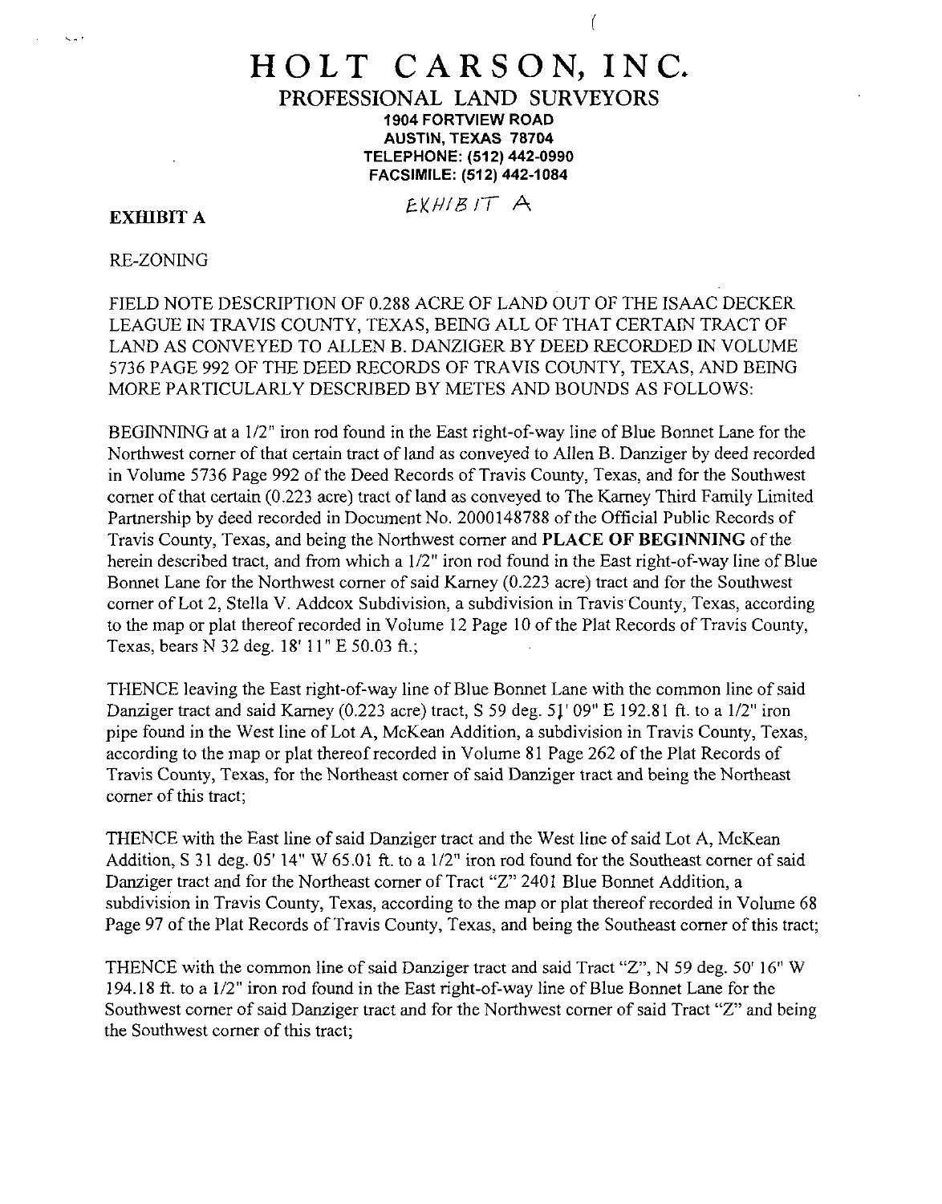# HOLT CARSON, INC.

## PROFESSIONAL LAND SURVEYORS

**1904 FORTVIEW ROAD**
**AUSTIN, TEXAS 78704**
**TELEPHONE: (512) 442-0990**
**FACSIMILE: (512) 442-1084**

EXHIBIT A

**EXHIBIT A**

RE-ZONING

FIELD NOTE DESCRIPTION OF 0.288 ACRE OF LAND OUT OF THE ISAAC DECKER LEAGUE IN TRAVIS COUNTY, TEXAS, BEING ALL OF THAT CERTAIN TRACT OF LAND AS CONVEYED TO ALLEN B. DANZIGER BY DEED RECORDED IN VOLUME 5736 PAGE 992 OF THE DEED RECORDS OF TRAVIS COUNTY, TEXAS, AND BEING MORE PARTICULARLY DESCRIBED BY METES AND BOUNDS AS FOLLOWS:

BEGINNING at a 1/2" iron rod found in the East right-of-way line of Blue Bonnet Lane for the Northwest corner of that certain tract of land as conveyed to Allen B. Danziger by deed recorded in Volume 5736 Page 992 of the Deed Records of Travis County, Texas, and for the Southwest corner of that certain (0.223 acre) tract of land as conveyed to The Karney Third Family Limited Partnership by deed recorded in Document No. 2000148788 of the Official Public Records of Travis County, Texas, and being the Northwest corner and **PLACE OF BEGINNING** of the herein described tract, and from which a 1/2" iron rod found in the East right-of-way line of Blue Bonnet Lane for the Northwest corner of said Karney (0.223 acre) tract and for the Southwest corner of Lot 2, Stella V. Addcox Subdivision, a subdivision in Travis County, Texas, according to the map or plat thereof recorded in Volume 12 Page 10 of the Plat Records of Travis County, Texas, bears N 32 deg. 18' 11" E 50.03 ft.;

THENCE leaving the East right-of-way line of Blue Bonnet Lane with the common line of said Danziger tract and said Karney (0.223 acre) tract, S 59 deg. 51' 09" E 192.81 ft. to a 1/2" iron pipe found in the West line of Lot A, McKean Addition, a subdivision in Travis County, Texas, according to the map or plat thereof recorded in Volume 81 Page 262 of the Plat Records of Travis County, Texas, for the Northeast corner of said Danziger tract and being the Northeast corner of this tract;

THENCE with the East line of said Danziger tract and the West line of said Lot A, McKean Addition, S 31 deg. 05' 14" W 65.01 ft. to a 1/2" iron rod found for the Southeast corner of said Danziger tract and for the Northeast corner of Tract "Z" 2401 Blue Bonnet Addition, a subdivision in Travis County, Texas, according to the map or plat thereof recorded in Volume 68 Page 97 of the Plat Records of Travis County, Texas, and being the Southeast corner of this tract;

THENCE with the common line of said Danziger tract and said Tract "Z", N 59 deg. 50' 16" W 194.18 ft. to a 1/2" iron rod found in the East right-of-way line of Blue Bonnet Lane for the Southwest corner of said Danziger tract and for the Northwest corner of said Tract "Z" and being the Southwest corner of this tract;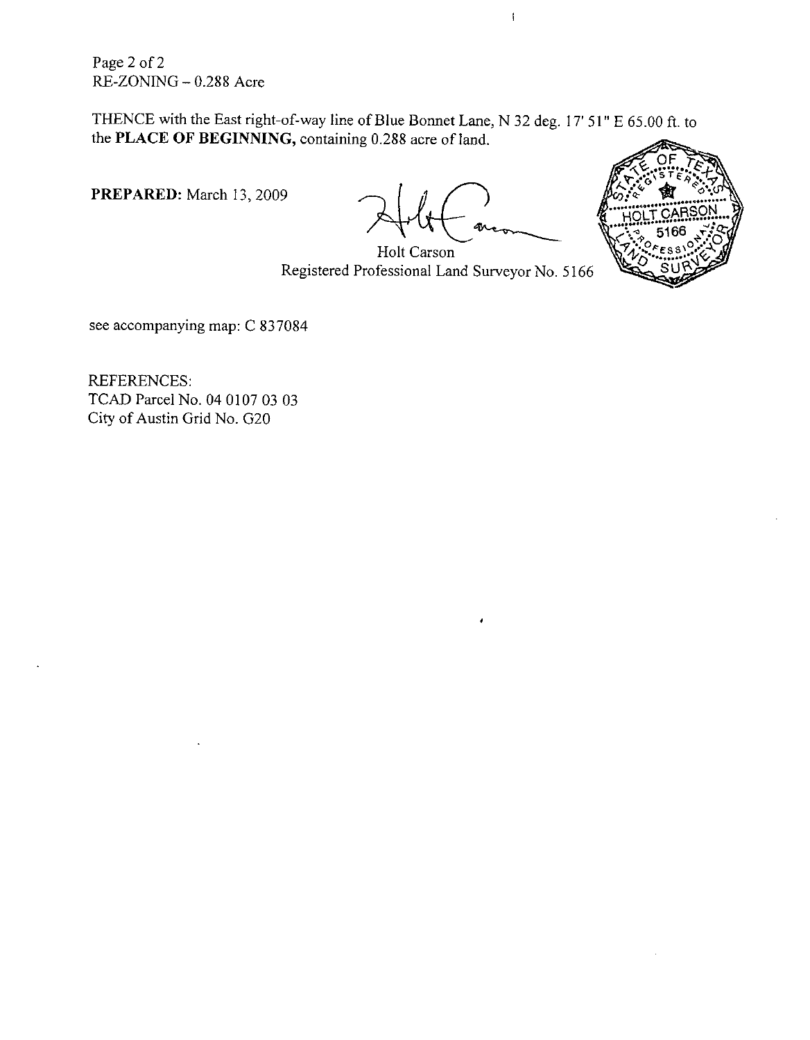RE-ZONING – 0.288 Acre

THENCE with the East right-of-way line of Blue Bonnet Lane, N 32 deg. 17' 51" E 65.00 ft. to the **PLACE OF BEGINNING,** containing 0.288 acre of land.

**PREPARED:** March 13, 2009

Holt Carson
Registered Professional Land Surveyor No. 5166

STATE OF TEXAS
REGISTERED
HOLT CARSON
5166
PROFESSIONAL
LAND SURVEYOR

see accompanying map: C 837084

REFERENCES:
TCAD Parcel No. 04 0107 03 03
City of Austin Grid No. G20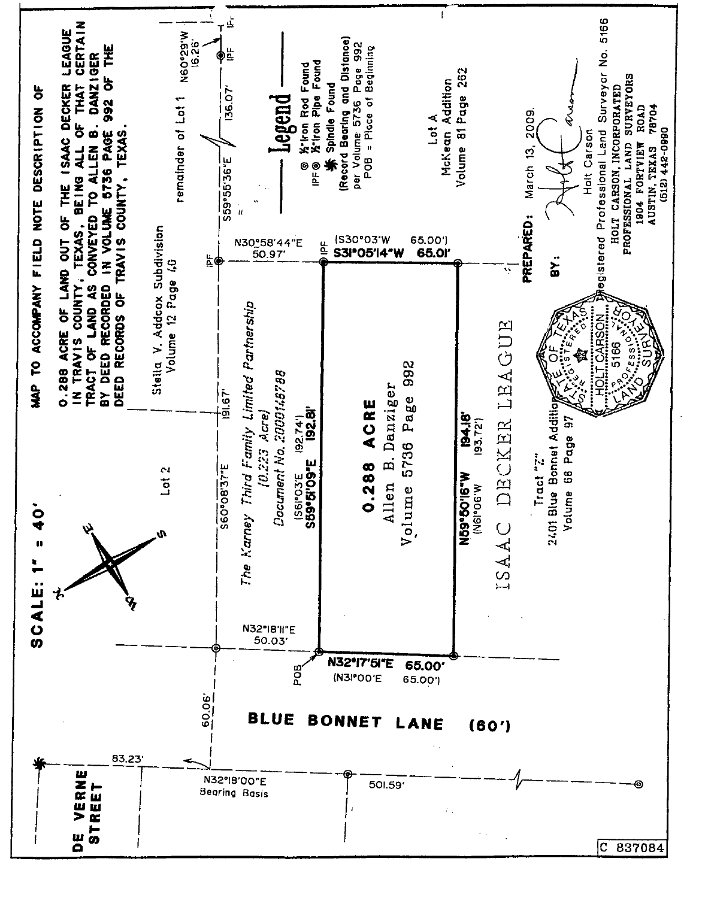# MAP TO ACCOMPANY FIELD NOTE DESCRIPTION OF

**0.288 ACRE OF LAND OUT OF THE ISAAC DECKER LEAGUE IN TRAVIS COUNTY, TEXAS, BEING ALL OF THAT CERTAIN TRACT OF LAND AS CONVEYED TO ALLEN B. DANZIGER BY DEED RECORDED IN VOLUME 5736 PAGE 992 OF THE DEED RECORDS OF TRAVIS COUNTY, TEXAS.**

**SCALE: 1" = 40'**

Stella V. Addcox Subdivision
Volume 12 Page 40

remainder of Lot 1

Lot 2

N60°29'W 16.26'

S59°55'36"E 136.07'

N30°58'44"E 50.97'

(S30°03'W 65.00')
**S31°05'14"W 65.01'**

S60°08'37"E 191.67'

*The Karney Third Family Limited Partnership*
*(0.223 Acre)*
*Document No. 2000145788*

(S61°03'E 192.74')
**S59°51'09"E 192.81'**

**0.288 ACRE**
Allen B. Danziger
Volume 5736 Page 992

**N59°50'16"W 194.18'**
(N61°06'W 193.72')

N32°18'11"E 50.03'

POB

**N32°17'51"E 65.00'**
(N31°00'E 65.00')

60.06'

**BLUE BONNET LANE (60')**

83.23'

N32°18'00"E
Bearing Basis

501.59'

**DE VERNE STREET**

ISAAC DECKER LEAGUE

Tract "Z"
2401 Blue Bonnet Addition
Volume 68 Page 97

Lot A
McKean Addition
Volume 81 Page 262

## Legend

- ◎ ½" Iron Rod Found
- IPF ◎ ½" Iron Pipe Found
- ✱ Spindle Found
- (Record Bearing and Distance) per Volume 5736 Page 992
- POB = Place of Beginning

**PREPARED:** March 13, 2009.

**BY:**

Holt Carson
Registered Professional Land Surveyor No. 5166
HOLT CARSON, INCORPORATED
PROFESSIONAL LAND SURVEYORS
1904 FORTVIEW ROAD
AUSTIN, TEXAS 78704
(512) 442-0990

STATE OF TEXAS — REGISTERED PROFESSIONAL LAND SURVEYOR — HOLT CARSON 5166

C 837084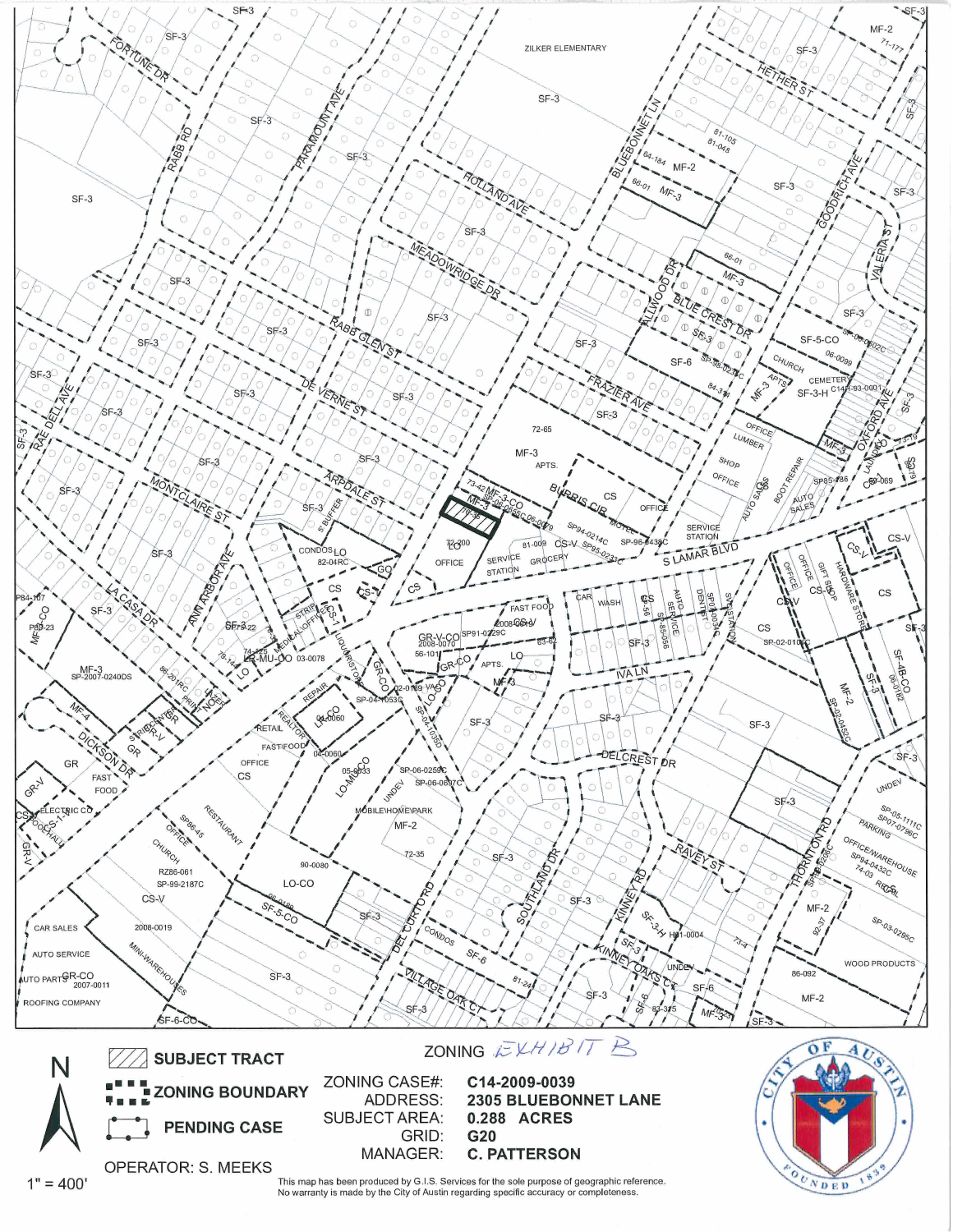ZONING EXHIBIT B

SUBJECT TRACT

ZONING BOUNDARY

PENDING CASE

ZONING CASE#: C14-2009-0039

ADDRESS: 2305 BLUEBONNET LANE

SUBJECT AREA: 0.288 ACRES

GRID: G20

MANAGER: C. PATTERSON

OPERATOR: S. MEEKS

1" = 400'

This map has been produced by G.I.S. Services for the sole purpose of geographic reference. No warranty is made by the City of Austin regarding specific accuracy or completeness.